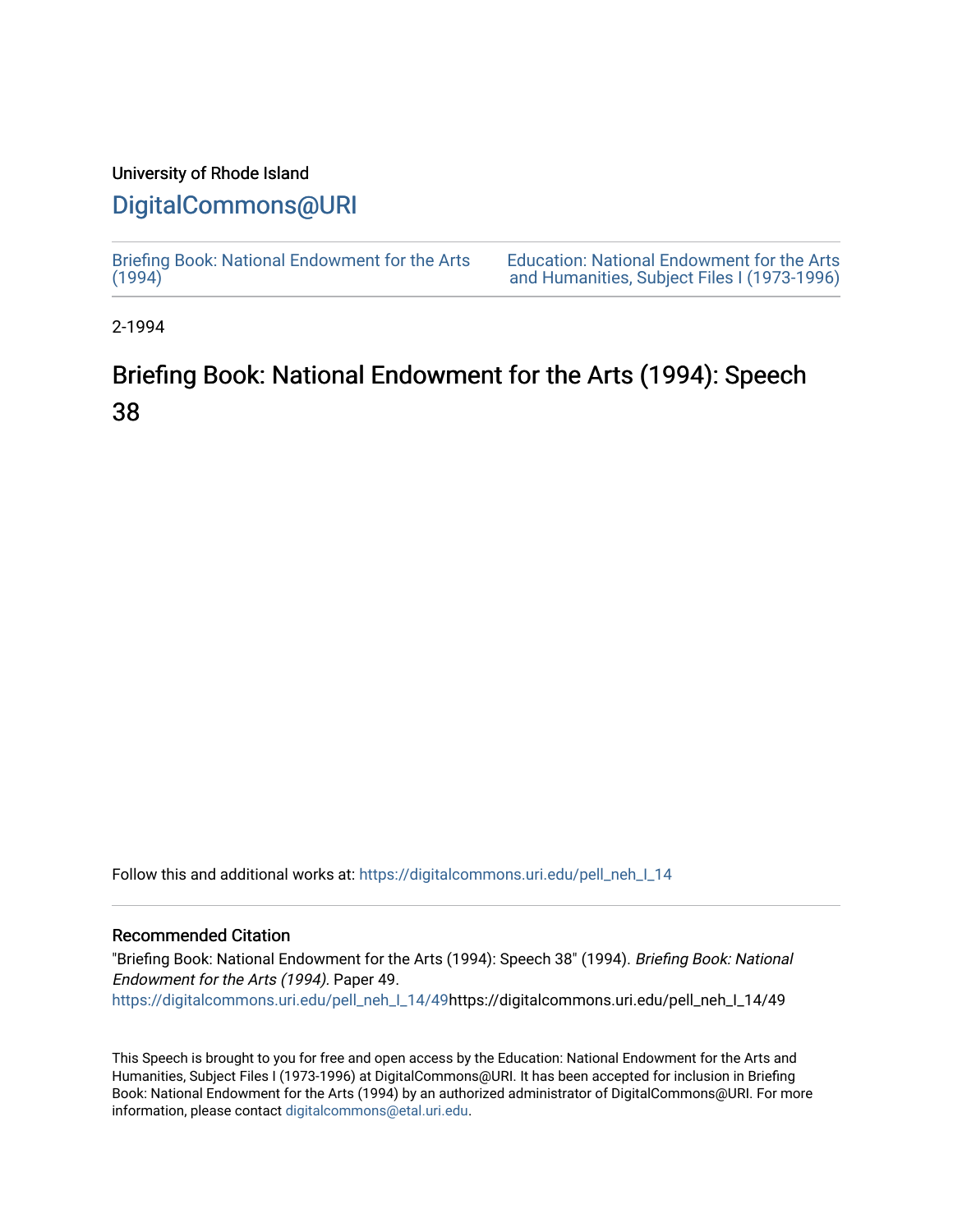University of Rhode Island

# DigitalCommons@URI

Briefing Book: National Endowment for the Arts (1994)

Education: National Endowment for the Arts and Humanities, Subject Files I (1973-1996)

2-1994

## Briefing Book: National Endowment for the Arts (1994): Speech 38

Follow this and additional works at: https://digitalcommons.uri.edu/pell_neh_I_14

### Recommended Citation

"Briefing Book: National Endowment for the Arts (1994): Speech 38" (1994). *Briefing Book: National Endowment for the Arts (1994).* Paper 49.
https://digitalcommons.uri.edu/pell_neh_I_14/49https://digitalcommons.uri.edu/pell_neh_I_14/49

This Speech is brought to you for free and open access by the Education: National Endowment for the Arts and Humanities, Subject Files I (1973-1996) at DigitalCommons@URI. It has been accepted for inclusion in Briefing Book: National Endowment for the Arts (1994) by an authorized administrator of DigitalCommons@URI. For more information, please contact digitalcommons@etal.uri.edu.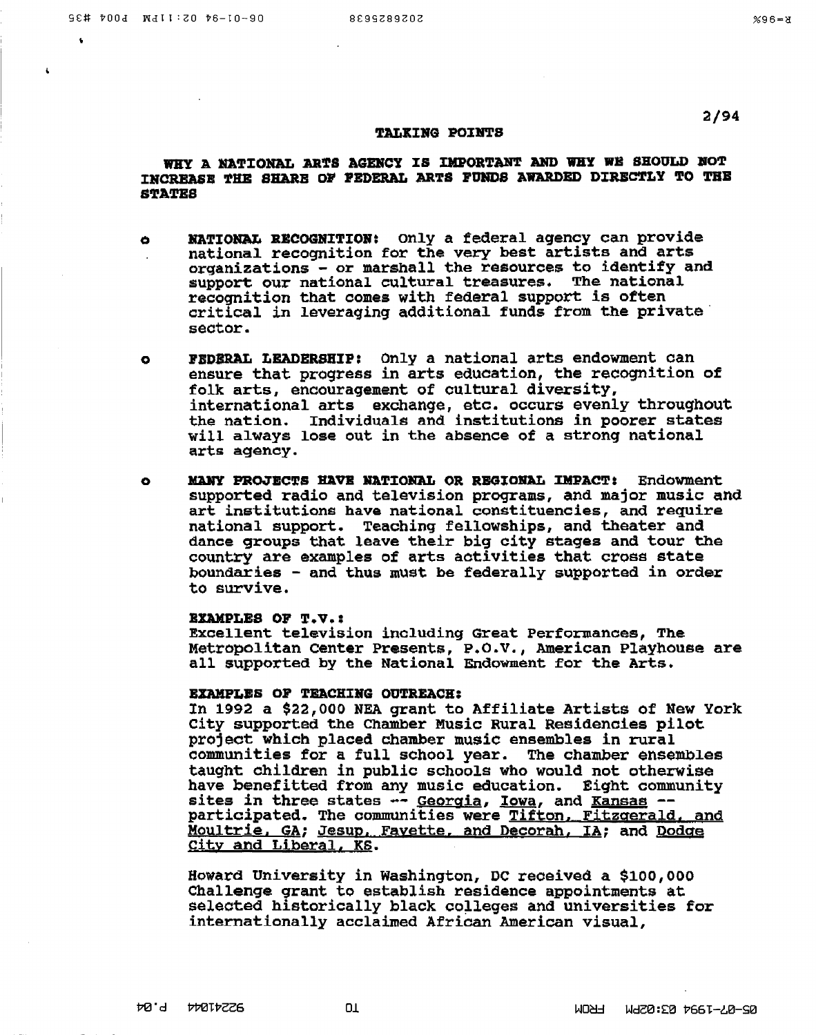2/94

## TALKING POINTS

### WHY A NATIONAL ARTS AGENCY IS IMPORTANT AND WHY WE SHOULD NOT INCREASE THE SHARE OF FEDERAL ARTS FUNDS AWARDED DIRECTLY TO THE STATES

- **NATIONAL RECOGNITION:** Only a federal agency can provide national recognition for the very best artists and arts organizations - or marshall the resources to identify and support our national cultural treasures. The national recognition that comes with federal support is often critical in leveraging additional funds from the private sector.

- **FEDERAL LEADERSHIP:** Only a national arts endowment can ensure that progress in arts education, the recognition of folk arts, encouragement of cultural diversity, international arts exchange, etc. occurs evenly throughout the nation. Individuals and institutions in poorer states will always lose out in the absence of a strong national arts agency.

- **MANY PROJECTS HAVE NATIONAL OR REGIONAL IMPACT:** Endowment supported radio and television programs, and major music and art institutions have national constituencies, and require national support. Teaching fellowships, and theater and dance groups that leave their big city stages and tour the country are examples of arts activities that cross state boundaries - and thus must be federally supported in order to survive.

  **EXAMPLES OF T.V.:**
  Excellent television including Great Performances, The Metropolitan Center Presents, P.O.V., American Playhouse are all supported by the National Endowment for the Arts.

  **EXAMPLES OF TEACHING OUTREACH:**
  In 1992 a $22,000 NEA grant to Affiliate Artists of New York City supported the Chamber Music Rural Residencies pilot project which placed chamber music ensembles in rural communities for a full school year. The chamber ensembles taught children in public schools who would not otherwise have benefitted from any music education. Eight community sites in three states -- <u>Georgia</u>, <u>Iowa</u>, and <u>Kansas</u> -- participated. The communities were <u>Tifton, Fitzgerald, and Moultrie, GA</u>; <u>Jesup, Fayette, and Decorah, IA</u>; and <u>Dodge City and Liberal, KS</u>.

  Howard University in Washington, DC received a $100,000 Challenge grant to establish residence appointments at selected historically black colleges and universities for internationally acclaimed African American visual,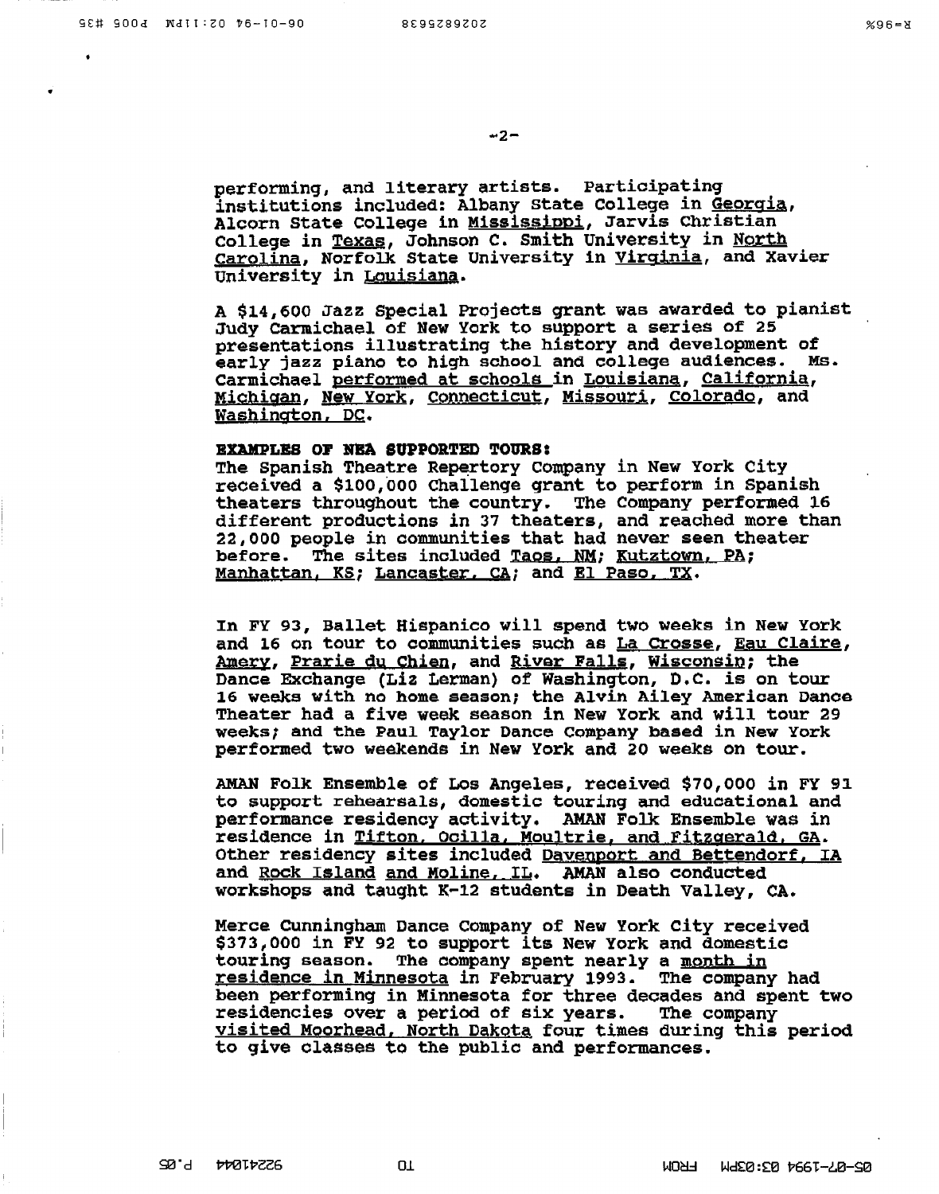performing, and literary artists. Participating institutions included: Albany State College in Georgia, Alcorn State College in Mississippi, Jarvis Christian College in Texas, Johnson C. Smith University in North Carolina, Norfolk State University in Virginia, and Xavier University in Louisiana.

A $14,600 Jazz Special Projects grant was awarded to pianist Judy Carmichael of New York to support a series of 25 presentations illustrating the history and development of early jazz piano to high school and college audiences. Ms. Carmichael performed at schools in Louisiana, California, Michigan, New York, Connecticut, Missouri, Colorado, and Washington, DC.

**EXAMPLES OF NEA SUPPORTED TOURS:**
The Spanish Theatre Repertory Company in New York City received a $100,000 Challenge grant to perform in Spanish theaters throughout the country. The Company performed 16 different productions in 37 theaters, and reached more than 22,000 people in communities that had never seen theater before. The sites included Taos, NM; Kutztown, PA; Manhattan, KS; Lancaster, CA; and El Paso, TX.

In FY 93, Ballet Hispanico will spend two weeks in New York and 16 on tour to communities such as La Crosse, Eau Claire, Amery, Prarie du Chien, and River Falls, Wisconsin; the Dance Exchange (Liz Lerman) of Washington, D.C. is on tour 16 weeks with no home season; the Alvin Ailey American Dance Theater had a five week season in New York and will tour 29 weeks; and the Paul Taylor Dance Company based in New York performed two weekends in New York and 20 weeks on tour.

AMAN Folk Ensemble of Los Angeles, received $70,000 in FY 91 to support rehearsals, domestic touring and educational and performance residency activity. AMAN Folk Ensemble was in residence in Tifton, Ocilla, Moultrie, and Fitzgerald, GA. Other residency sites included Davenport and Bettendorf, IA and Rock Island and Moline, IL. AMAN also conducted workshops and taught K-12 students in Death Valley, CA.

Merce Cunningham Dance Company of New York City received $373,000 in FY 92 to support its New York and domestic touring season. The company spent nearly a month in residence in Minnesota in February 1993. The company had been performing in Minnesota for three decades and spent two residencies over a period of six years. The company visited Moorhead, North Dakota four times during this period to give classes to the public and performances.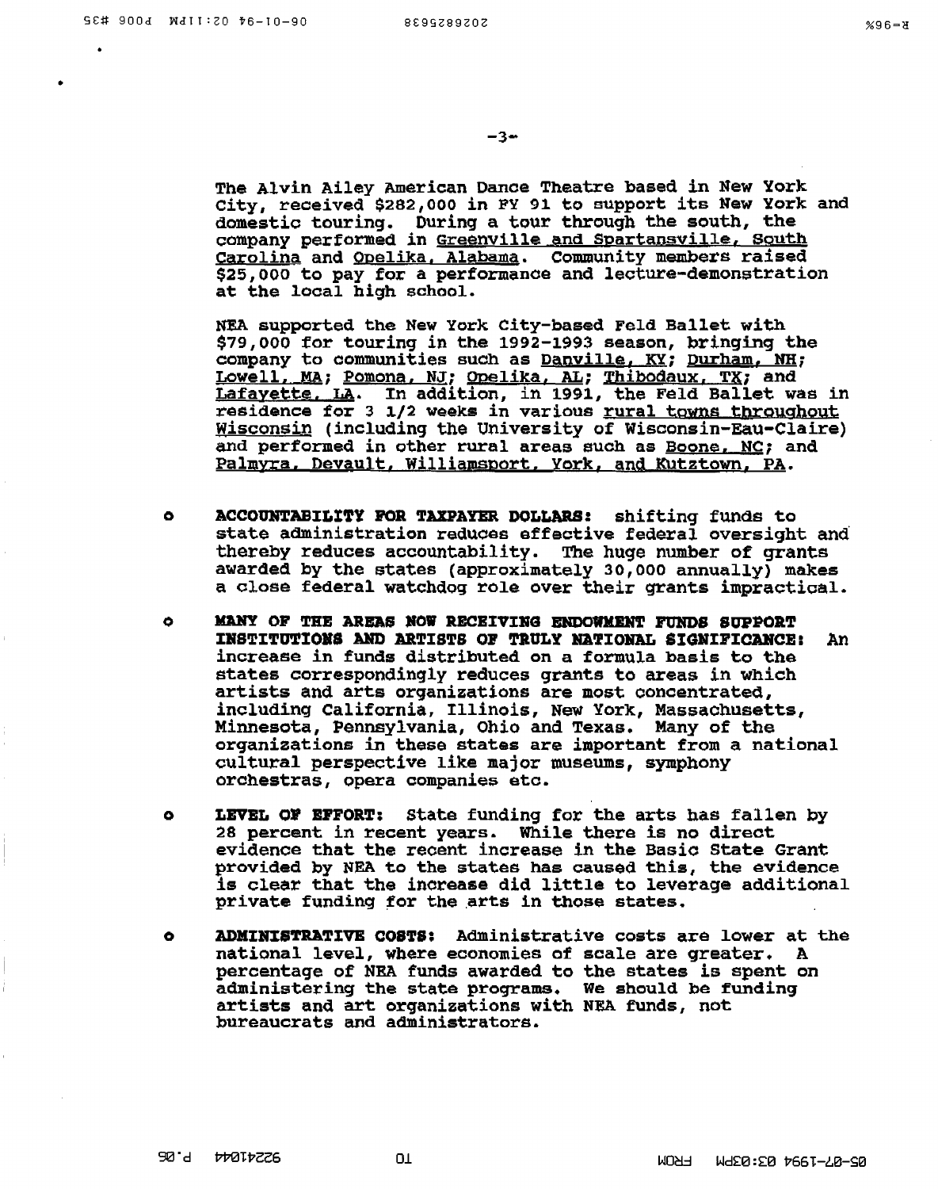The Alvin Ailey American Dance Theatre based in New York City, received $282,000 in FY 91 to support its New York and domestic touring. During a tour through the south, the company performed in Greenville and Spartansville, South Carolina and Opelika, Alabama. Community members raised $25,000 to pay for a performance and lecture-demonstration at the local high school.

NEA supported the New York City-based Feld Ballet with $79,000 for touring in the 1992-1993 season, bringing the company to communities such as Danville, KY; Durham, NH; Lowell, MA; Pomona, NJ; Opelika, AL; Thibodaux, TX; and Lafayette, LA. In addition, in 1991, the Feld Ballet was in residence for 3 1/2 weeks in various rural towns throughout Wisconsin (including the University of Wisconsin-Eau-Claire) and performed in other rural areas such as Boone, NC; and Palmyra, Devault, Williamsport, York, and Kutztown, PA.

- **ACCOUNTABILITY FOR TAXPAYER DOLLARS:** shifting funds to state administration reduces effective federal oversight and thereby reduces accountability. The huge number of grants awarded by the states (approximately 30,000 annually) makes a close federal watchdog role over their grants impractical.

- **MANY OF THE AREAS NOW RECEIVING ENDOWMENT FUNDS SUPPORT INSTITUTIONS AND ARTISTS OF TRULY NATIONAL SIGNIFICANCE:** An increase in funds distributed on a formula basis to the states correspondingly reduces grants to areas in which artists and arts organizations are most concentrated, including California, Illinois, New York, Massachusetts, Minnesota, Pennsylvania, Ohio and Texas. Many of the organizations in these states are important from a national cultural perspective like major museums, symphony orchestras, opera companies etc.

- **LEVEL OF EFFORT:** State funding for the arts has fallen by 28 percent in recent years. While there is no direct evidence that the recent increase in the Basic State Grant provided by NEA to the states has caused this, the evidence is clear that the increase did little to leverage additional private funding for the arts in those states.

- **ADMINISTRATIVE COSTS:** Administrative costs are lower at the national level, where economies of scale are greater. A percentage of NEA funds awarded to the states is spent on administering the state programs. We should be funding artists and art organizations with NEA funds, not bureaucrats and administrators.